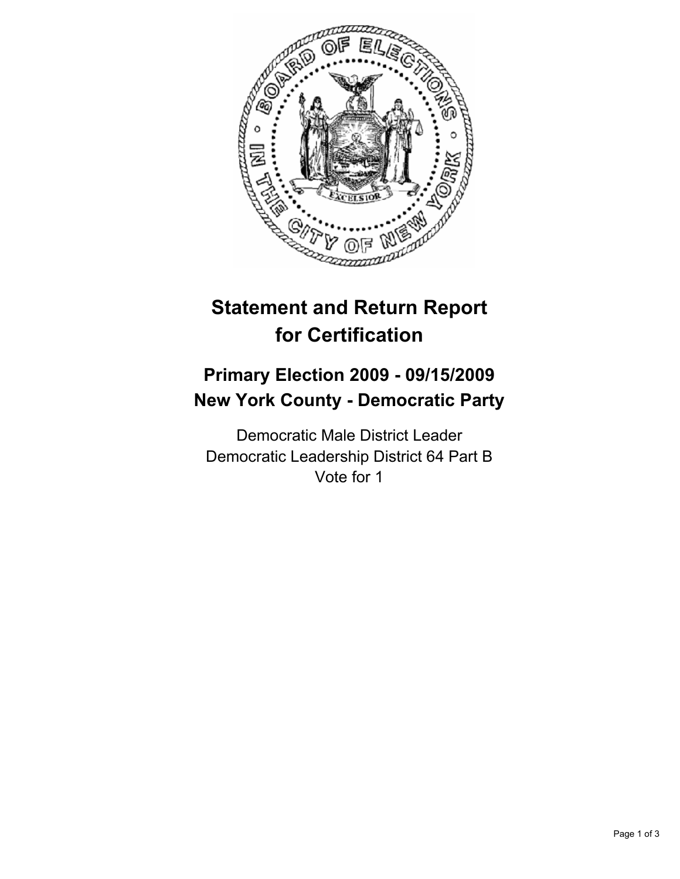# Statement and Return Report for Certification

## Primary Election 2009 - 09/15/2009
## New York County - Democratic Party

Democratic Male District Leader
Democratic Leadership District 64 Part B
Vote for 1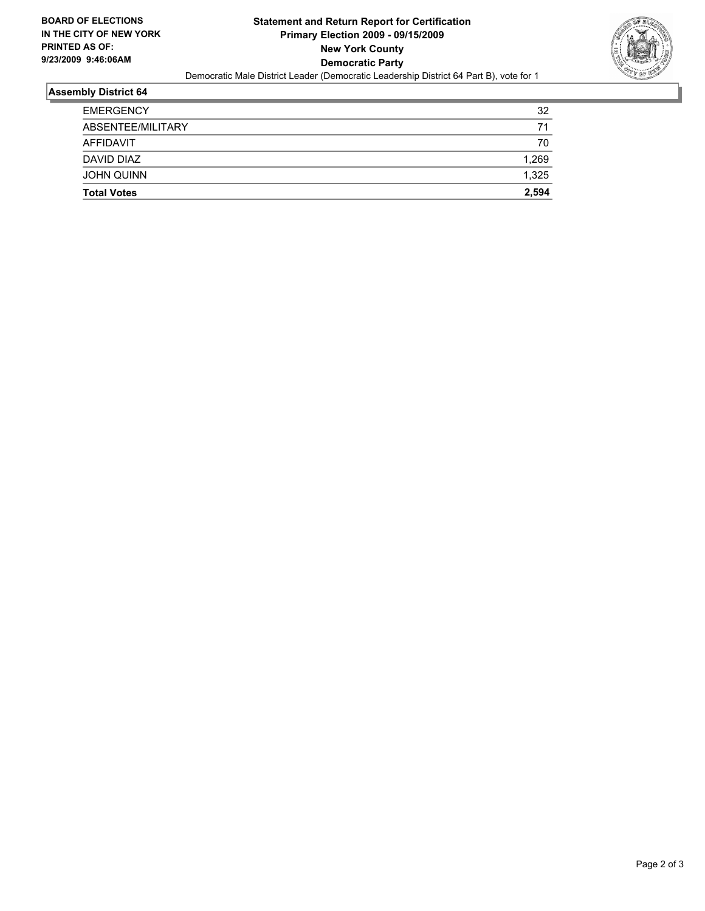**BOARD OF ELECTIONS IN THE CITY OF NEW YORK PRINTED AS OF: 9/23/2009 9:46:06AM**

# Statement and Return Report for Certification
## Primary Election 2009 - 09/15/2009
## New York County
## Democratic Party

Democratic Male District Leader (Democratic Leadership District 64 Part B), vote for 1

### Assembly District 64

| | |
|---|---|
| EMERGENCY | 32 |
| ABSENTEE/MILITARY | 71 |
| AFFIDAVIT | 70 |
| DAVID DIAZ | 1,269 |
| JOHN QUINN | 1,325 |
| **Total Votes** | **2,594** |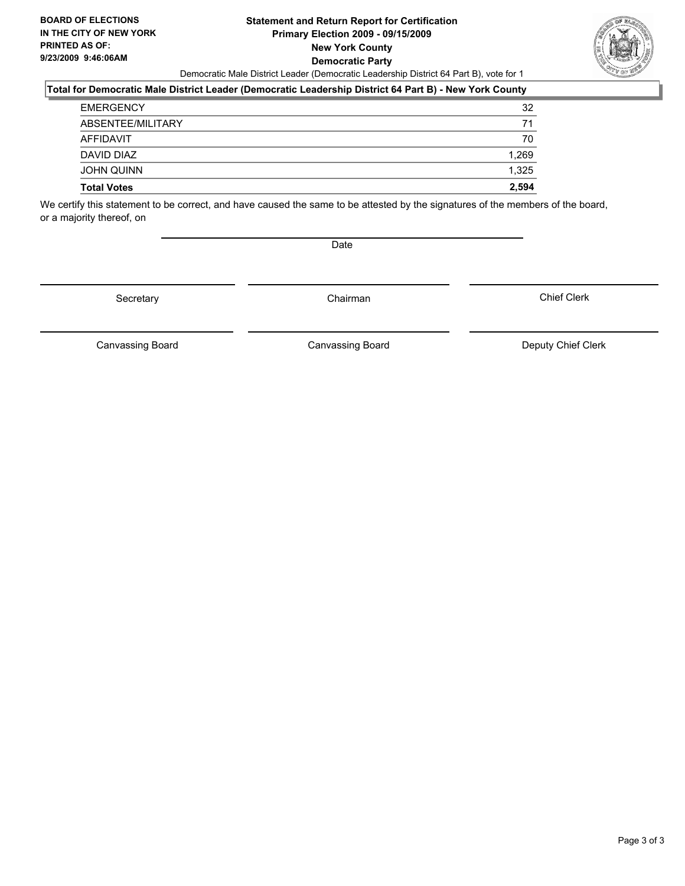**BOARD OF ELECTIONS IN THE CITY OF NEW YORK**
**PRINTED AS OF: 9/23/2009 9:46:06AM**

**Statement and Return Report for Certification**
**Primary Election 2009 - 09/15/2009**
**New York County**
**Democratic Party**

Democratic Male District Leader (Democratic Leadership District 64 Part B), vote for 1

**Total for Democratic Male District Leader (Democratic Leadership District 64 Part B) - New York County**

| | |
|---|---|
| EMERGENCY | 32 |
| ABSENTEE/MILITARY | 71 |
| AFFIDAVIT | 70 |
| DAVID DIAZ | 1,269 |
| JOHN QUINN | 1,325 |
| **Total Votes** | **2,594** |

We certify this statement to be correct, and have caused the same to be attested by the signatures of the members of the board, or a majority thereof, on

Date

Secretary

Chairman

Chief Clerk

Canvassing Board

Canvassing Board

Deputy Chief Clerk